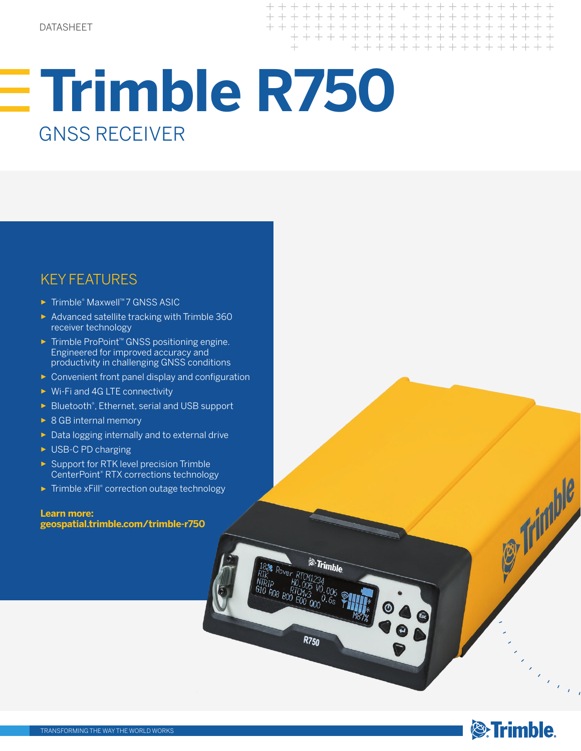DATASHEET

# Trimble R750

## GNSS RECEIVER

### KEY FEATURES

- Trimble® Maxwell™ 7 GNSS ASIC
- Advanced satellite tracking with Trimble 360 receiver technology
- Trimble ProPoint™ GNSS positioning engine. Engineered for improved accuracy and productivity in challenging GNSS conditions
- Convenient front panel display and configuration
- Wi-Fi and 4G LTE connectivity
- Bluetooth®, Ethernet, serial and USB support
- 8 GB internal memory
- Data logging internally and to external drive
- USB-C PD charging
- Support for RTK level precision Trimble CenterPoint® RTX corrections technology
- Trimble xFill® correction outage technology

**Learn more:**
**geospatial.trimble.com/trimble-r750**

TRANSFORMING THE WAY THE WORLD WORKS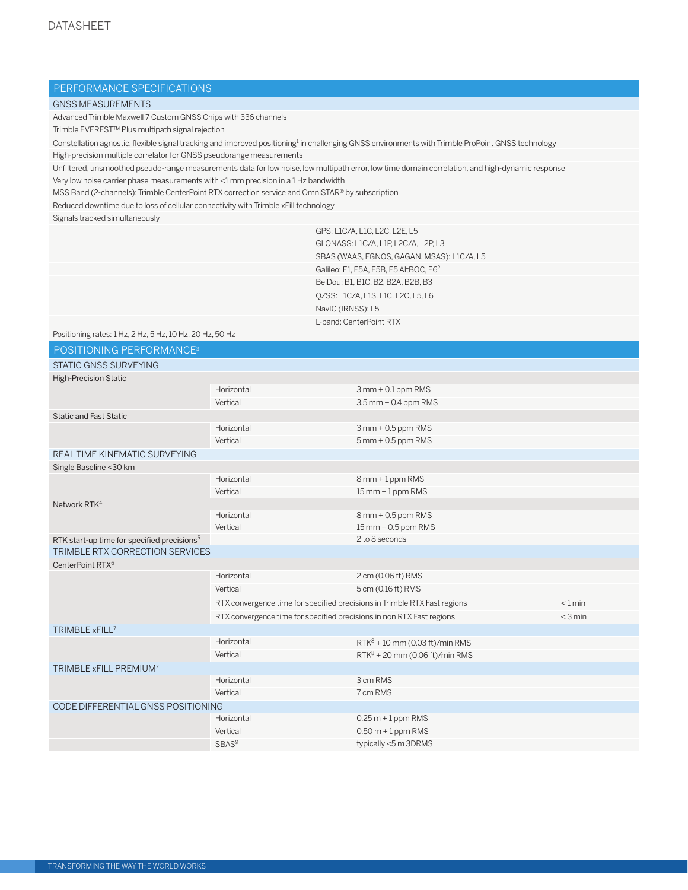DATASHEET

## PERFORMANCE SPECIFICATIONS

### GNSS MEASUREMENTS

- Advanced Trimble Maxwell 7 Custom GNSS Chips with 336 channels
- Trimble EVEREST™ Plus multipath signal rejection
- Constellation agnostic, flexible signal tracking and improved positioning[1] in challenging GNSS environments with Trimble ProPoint GNSS technology
- High-precision multiple correlator for GNSS pseudorange measurements
- Unfiltered, unsmoothed pseudo-range measurements data for low noise, low multipath error, low time domain correlation, and high-dynamic response
- Very low noise carrier phase measurements with <1 mm precision in a 1 Hz bandwidth
- MSS Band (2-channels): Trimble CenterPoint RTX correction service and OmniSTAR® by subscription
- Reduced downtime due to loss of cellular connectivity with Trimble xFill technology
- Signals tracked simultaneously
  - GPS: L1C/A, L1C, L2C, L2E, L5
  - GLONASS: L1C/A, L1P, L2C/A, L2P, L3
  - SBAS (WAAS, EGNOS, GAGAN, MSAS): L1C/A, L5
  - Galileo: E1, E5A, E5B, E5 AltBOC, E6[2]
  - BeiDou: B1, B1C, B2, B2A, B2B, B3
  - QZSS: L1C/A, L1S, L1C, L2C, L5, L6
  - NavIC (IRNSS): L5
  - L-band: CenterPoint RTX
- Positioning rates: 1 Hz, 2 Hz, 5 Hz, 10 Hz, 20 Hz, 50 Hz

## POSITIONING PERFORMANCE[3]

### STATIC GNSS SURVEYING

| | | | |
|---|---|---|---|
| **High-Precision Static** | | | |
| | Horizontal | 3 mm + 0.1 ppm RMS | |
| | Vertical | 3.5 mm + 0.4 ppm RMS | |
| **Static and Fast Static** | | | |
| | Horizontal | 3 mm + 0.5 ppm RMS | |
| | Vertical | 5 mm + 0.5 ppm RMS | |

### REAL TIME KINEMATIC SURVEYING

| | | | |
|---|---|---|---|
| **Single Baseline <30 km** | | | |
| | Horizontal | 8 mm + 1 ppm RMS | |
| | Vertical | 15 mm + 1 ppm RMS | |
| **Network RTK[4]** | | | |
| | Horizontal | 8 mm + 0.5 ppm RMS | |
| | Vertical | 15 mm + 0.5 ppm RMS | |
| RTK start-up time for specified precisions[5] | | 2 to 8 seconds | |

### TRIMBLE RTX CORRECTION SERVICES

| | | | |
|---|---|---|---|
| **CenterPoint RTX[6]** | | | |
| | Horizontal | 2 cm (0.06 ft) RMS | |
| | Vertical | 5 cm (0.16 ft) RMS | |
| | RTX convergence time for specified precisions in Trimble RTX Fast regions | | < 1 min |
| | RTX convergence time for specified precisions in non RTX Fast regions | | < 3 min |

### TRIMBLE xFILL[7]

| | | |
|---|---|---|
| | Horizontal | RTK[8] + 10 mm (0.03 ft)/min RMS |
| | Vertical | RTK[8] + 20 mm (0.06 ft)/min RMS |

### TRIMBLE xFILL PREMIUM[7]

| | | |
|---|---|---|
| | Horizontal | 3 cm RMS |
| | Vertical | 7 cm RMS |

### CODE DIFFERENTIAL GNSS POSITIONING

| | | |
|---|---|---|
| | Horizontal | 0.25 m + 1 ppm RMS |
| | Vertical | 0.50 m + 1 ppm RMS |
| | SBAS[9] | typically <5 m 3DRMS |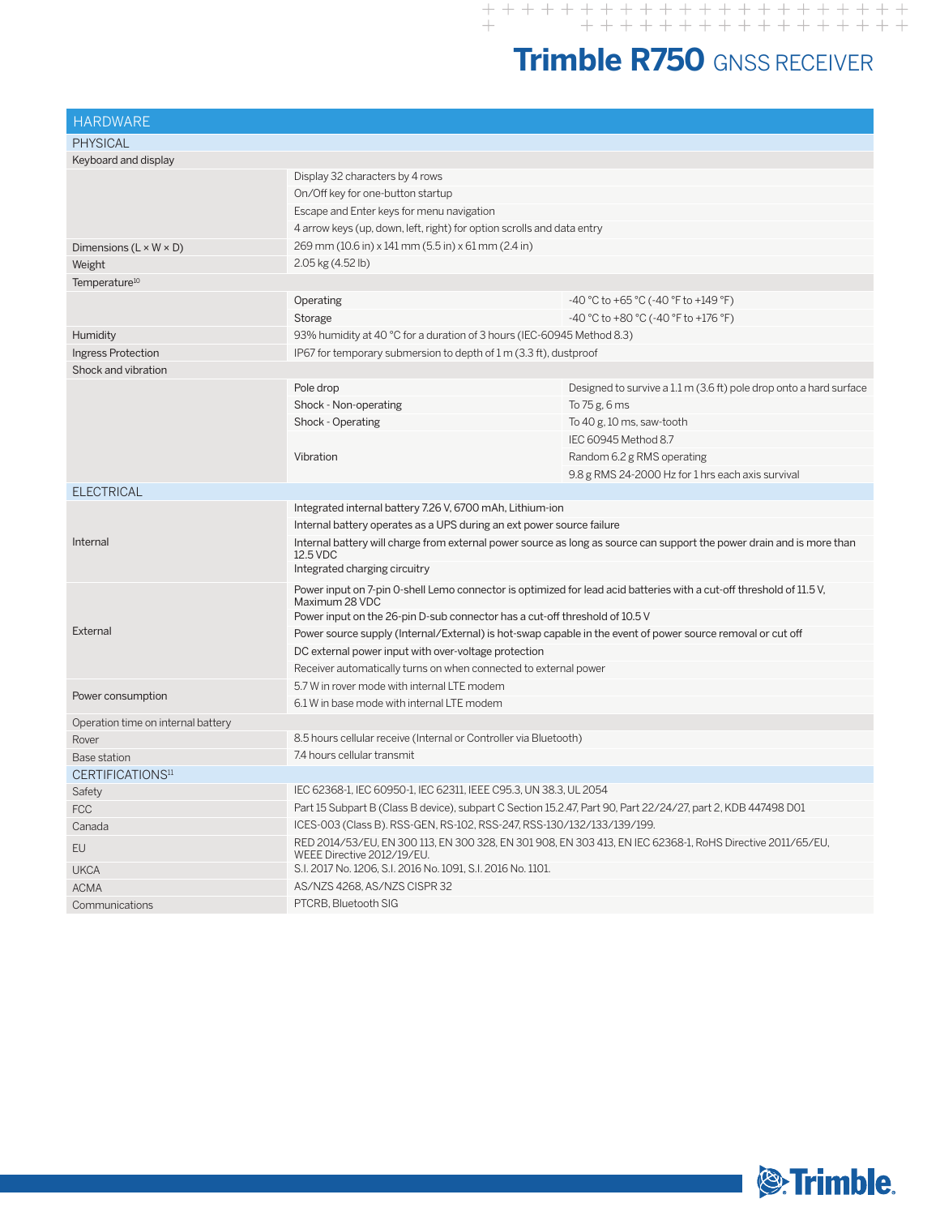# Trimble R750 GNSS RECEIVER

## HARDWARE

### PHYSICAL

| | | |
|---|---|---|
| Keyboard and display | | |
| | Display 32 characters by 4 rows | |
| | On/Off key for one-button startup | |
| | Escape and Enter keys for menu navigation | |
| | 4 arrow keys (up, down, left, right) for option scrolls and data entry | |
| Dimensions (L × W × D) | 269 mm (10.6 in) x 141 mm (5.5 in) x 61 mm (2.4 in) | |
| Weight | 2.05 kg (4.52 lb) | |
| Temperature[10] | | |
| | Operating | -40 °C to +65 °C (-40 °F to +149 °F) |
| | Storage | -40 °C to +80 °C (-40 °F to +176 °F) |
| Humidity | 93% humidity at 40 °C for a duration of 3 hours (IEC-60945 Method 8.3) | |
| Ingress Protection | IP67 for temporary submersion to depth of 1 m (3.3 ft), dustproof | |
| Shock and vibration | | |
| | Pole drop | Designed to survive a 1.1 m (3.6 ft) pole drop onto a hard surface |
| | Shock - Non-operating | To 75 g, 6 ms |
| | Shock - Operating | To 40 g, 10 ms, saw-tooth |
| | Vibration | IEC 60945 Method 8.7 |
| | | Random 6.2 g RMS operating |
| | | 9.8 g RMS 24-2000 Hz for 1 hrs each axis survival |

### ELECTRICAL

| | |
|---|---|
| Internal | Integrated internal battery 7.26 V, 6700 mAh, Lithium-ion |
| | Internal battery operates as a UPS during an ext power source failure |
| | Internal battery will charge from external power source as long as source can support the power drain and is more than 12.5 VDC |
| | Integrated charging circuitry |
| External | Power input on 7-pin 0-shell Lemo connector is optimized for lead acid batteries with a cut-off threshold of 11.5 V, Maximum 28 VDC |
| | Power input on the 26-pin D-sub connector has a cut-off threshold of 10.5 V |
| | Power source supply (Internal/External) is hot-swap capable in the event of power source removal or cut off |
| | DC external power input with over-voltage protection |
| | Receiver automatically turns on when connected to external power |
| Power consumption | 5.7 W in rover mode with internal LTE modem |
| | 6.1 W in base mode with internal LTE modem |
| Operation time on internal battery | |
| Rover | 8.5 hours cellular receive (Internal or Controller via Bluetooth) |
| Base station | 7.4 hours cellular transmit |

### CERTIFICATIONS[11]

| | |
|---|---|
| Safety | IEC 62368-1, IEC 60950-1, IEC 62311, IEEE C95.3, UN 38.3, UL 2054 |
| FCC | Part 15 Subpart B (Class B device), subpart C Section 15.2.47, Part 90, Part 22/24/27, part 2, KDB 447498 D01 |
| Canada | ICES-003 (Class B). RSS-GEN, RS-102, RSS-247, RSS-130/132/133/139/199. |
| EU | RED 2014/53/EU, EN 300 113, EN 300 328, EN 301 908, EN 303 413, EN IEC 62368-1, RoHS Directive 2011/65/EU, WEEE Directive 2012/19/EU. |
| UKCA | S.I. 2017 No. 1206, S.I. 2016 No. 1091, S.I. 2016 No. 1101. |
| ACMA | AS/NZS 4268, AS/NZS CISPR 32 |
| Communications | PTCRB, Bluetooth SIG |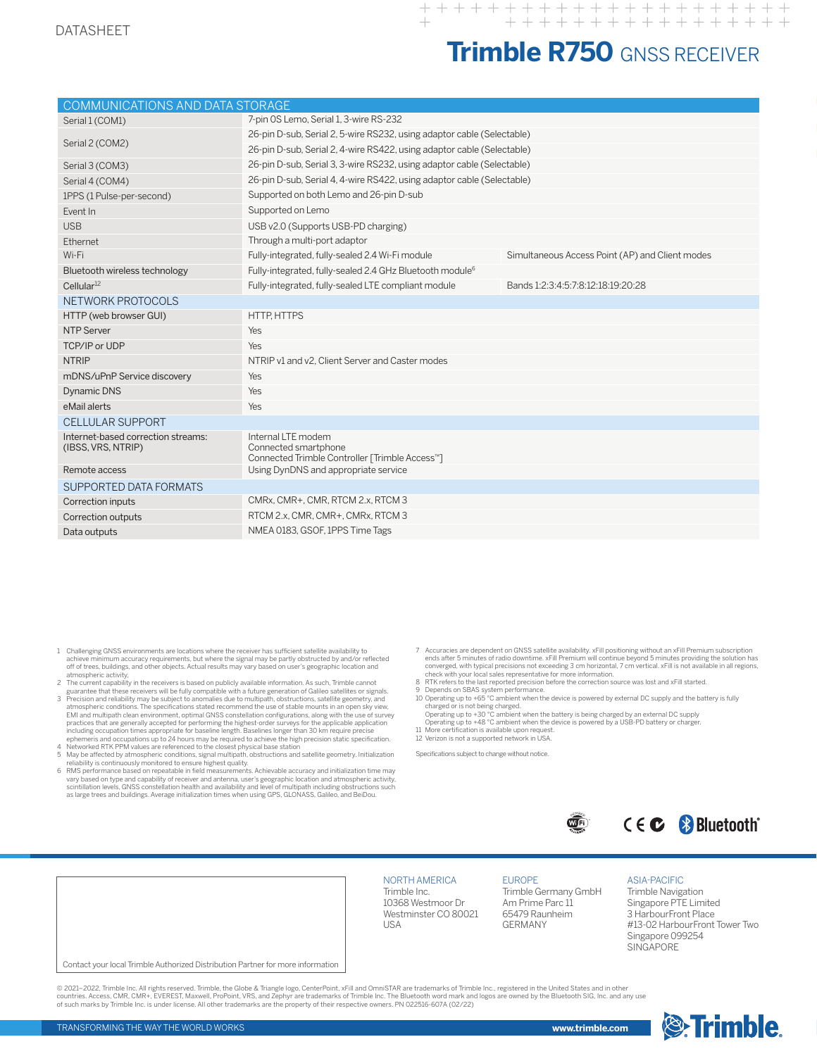DATASHEET

# Trimble R750 GNSS RECEIVER

| | | |
|---|---|---|
| **COMMUNICATIONS AND DATA STORAGE** | | |
| Serial 1 (COM1) | 7-pin OS Lemo, Serial 1, 3-wire RS-232 | |
| Serial 2 (COM2) | 26-pin D-sub, Serial 2, 5-wire RS232, using adaptor cable (Selectable) | |
| | 26-pin D-sub, Serial 2, 4-wire RS422, using adaptor cable (Selectable) | |
| Serial 3 (COM3) | 26-pin D-sub, Serial 3, 3-wire RS232, using adaptor cable (Selectable) | |
| Serial 4 (COM4) | 26-pin D-sub, Serial 4, 4-wire RS422, using adaptor cable (Selectable) | |
| 1PPS (1 Pulse-per-second) | Supported on both Lemo and 26-pin D-sub | |
| Event In | Supported on Lemo | |
| USB | USB v2.0 (Supports USB-PD charging) | |
| Ethernet | Through a multi-port adaptor | |
| Wi-Fi | Fully-integrated, fully-sealed 2.4 Wi-Fi module | Simultaneous Access Point (AP) and Client modes |
| Bluetooth wireless technology | Fully-integrated, fully-sealed 2.4 GHz Bluetooth module[6] | |
| Cellular[12] | Fully-integrated, fully-sealed LTE compliant module | Bands 1:2:3:4:5:7:8:12:18:19:20:28 |
| **NETWORK PROTOCOLS** | | |
| HTTP (web browser GUI) | HTTP, HTTPS | |
| NTP Server | Yes | |
| TCP/IP or UDP | Yes | |
| NTRIP | NTRIP v1 and v2, Client Server and Caster modes | |
| mDNS/uPnP Service discovery | Yes | |
| Dynamic DNS | Yes | |
| eMail alerts | Yes | |
| **CELLULAR SUPPORT** | | |
| Internet-based correction streams: (IBSS, VRS, NTRIP) | Internal LTE modem<br>Connected smartphone<br>Connected Trimble Controller [Trimble Access™] | |
| Remote access | Using DynDNS and appropriate service | |
| **SUPPORTED DATA FORMATS** | | |
| Correction inputs | CMRx, CMR+, CMR, RTCM 2.x, RTCM 3 | |
| Correction outputs | RTCM 2.x, CMR, CMR+, CMRx, RTCM 3 | |
| Data outputs | NMEA 0183, GSOF, 1PPS Time Tags | |

1 Challenging GNSS environments are locations where the receiver has sufficient satellite availability to achieve minimum accuracy requirements, but where the signal may be partly obstructed by and/or reflected off of trees, buildings, and other objects. Actual results may vary based on user's geographic location and atmospheric activity.
2 The current capability in the receivers is based on publicly available information. As such, Trimble cannot guarantee that these receivers will be fully compatible with a future generation of Galileo satellites or signals.
3 Precision and reliability may be subject to anomalies due to multipath, obstructions, satellite geometry, and atmospheric conditions. The specifications stated recommend the use of stable mounts in an open sky view, EMI and multipath clean environment, optimal GNSS constellation configurations, along with the use of survey practices that are generally accepted for performing the highest-order surveys for the applicable application including occupation times appropriate for baseline length. Baselines longer than 30 km require precise ephemeris and occupations up to 24 hours may be required to achieve the high precision static specification.
4 Networked RTK PPM values are referenced to the closest physical base station
5 May be affected by atmospheric conditions, signal multipath, obstructions and satellite geometry. Initialization reliability is continuously monitored to ensure highest quality.
6 RMS performance based on repeatable in field measurements. Achievable accuracy and initialization time may vary based on type and capability of receiver and antenna, user's geographic location and atmospheric activity, scintillation levels, GNSS constellation health and availability and level of multipath including obstructions such as large trees and buildings. Average initialization times when using GPS, GLONASS, Galileo, and BeiDou.
7 Accuracies are dependent on GNSS satellite availability. xFill positioning without an xFill Premium subscription ends after 5 minutes of radio downtime. xFill Premium will continue beyond 5 minutes providing the solution has converged, with typical precisions not exceeding 3 cm horizontal, 7 cm vertical. xFill is not available in all regions, check with your local sales representative for more information.
8 RTK refers to the last reported precision before the correction source was lost and xFill started.
9 Depends on SBAS system performance.
10 Operating up to +65 °C ambient when the device is powered by external DC supply and the battery is fully charged or is not being charged.
Operating up to +30 °C ambient when the battery is being charged by an external DC supply
Operating up to +48 °C ambient when the device is powered by a USB-PD battery or charger.
11 More certification is available upon request.
12 Verizon is not a supported network in USA.

Specifications subject to change without notice.

Contact your local Trimble Authorized Distribution Partner for more information

NORTH AMERICA
Trimble Inc.
10368 Westmoor Dr
Westminster CO 80021
USA

EUROPE
Trimble Germany GmbH
Am Prime Parc 11
65479 Raunheim
GERMANY

ASIA-PACIFIC
Trimble Navigation
Singapore PTE Limited
3 HarbourFront Place
#13-02 HarbourFront Tower Two
Singapore 099254
SINGAPORE

© 2021–2022, Trimble Inc. All rights reserved. Trimble, the Globe & Triangle logo, CenterPoint, xFill and OmniSTAR are trademarks of Trimble Inc., registered in the United States and in other countries. Access, CMR, CMR+, EVEREST, Maxwell, ProPoint, VRS, and Zephyr are trademarks of Trimble Inc. The Bluetooth word mark and logos are owned by the Bluetooth SIG, Inc. and any use of such marks by Trimble Inc. is under license. All other trademarks are the property of their respective owners. PN 022516-607A (02/22)

TRANSFORMING THE WAY THE WORLD WORKS

www.trimble.com